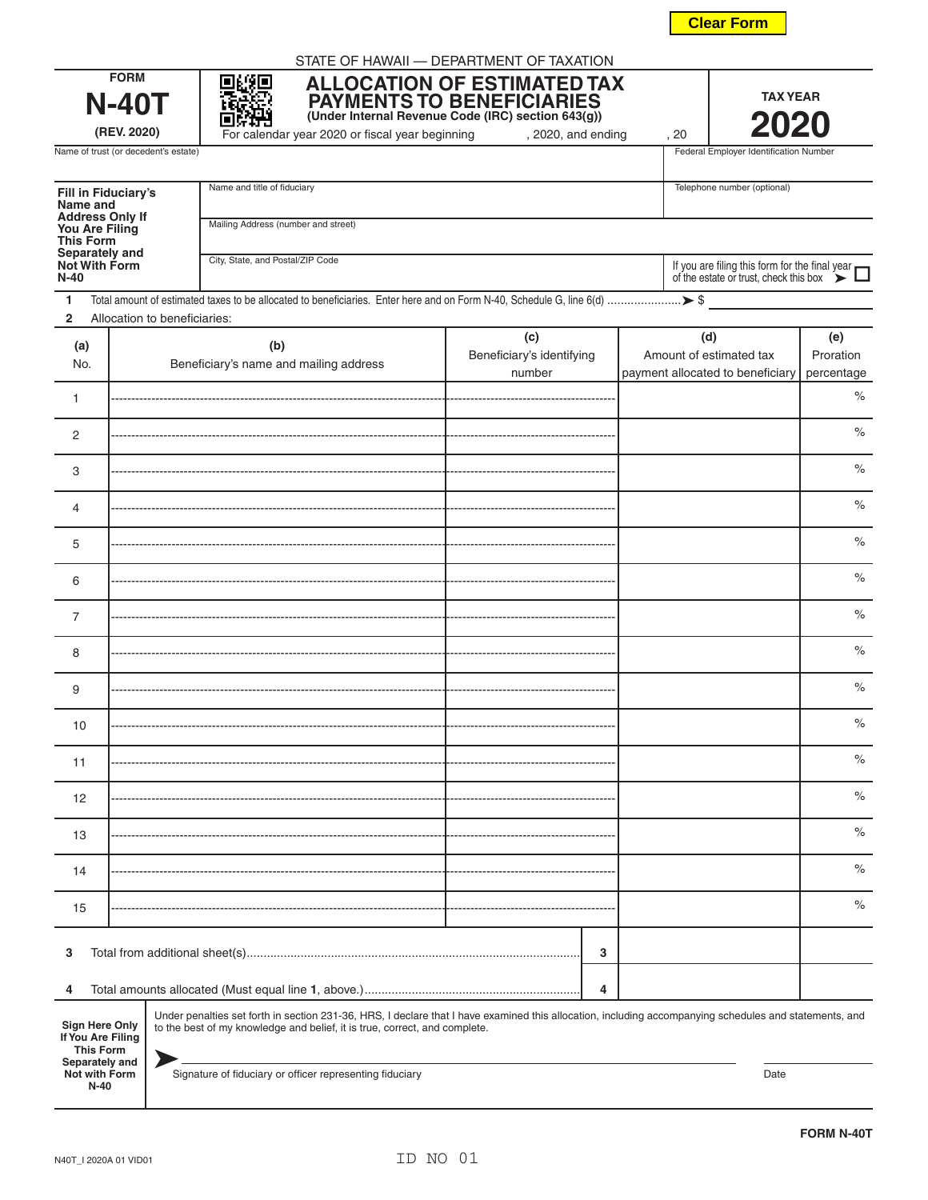STATE OF HAWAII — DEPARTMENT OF TAXATION

FORM **N-40T** (REV. 2020)

# ALLOCATION OF ESTIMATED TAX PAYMENTS TO BENEFICIARIES

**(Under Internal Revenue Code (IRC) section 643(g))**

For calendar year 2020 or fiscal year beginning \_\_\_\_\_\_\_\_, 2020, and ending \_\_\_\_\_\_\_\_, 20\_\_\_

**TAX YEAR 2020**

| Name of trust (or decedent's estate) | Federal Employer Identification Number |
|---|---|
| | |

| **Fill in Fiduciary's Name and Address Only If You Are Filing This Form Separately and Not With Form N-40** | |
|---|---|
| Name and title of fiduciary | Telephone number (optional) |
| Mailing Address (number and street) | |
| City, State, and Postal/ZIP Code | If you are filing this form for the final year of the estate or trust, check this box ➤ ☐ |

1 Total amount of estimated taxes to be allocated to beneficiaries. Enter here and on Form N-40, Schedule G, line 6(d) ➤ $ \_\_\_\_\_\_\_\_

2 Allocation to beneficiaries:

| (a) No. | (b) Beneficiary's name and mailing address | (c) Beneficiary's identifying number | (d) Amount of estimated tax payment allocated to beneficiary | (e) Proration percentage |
|---|---|---|---|---|
| 1 | | | | % |
| 2 | | | | % |
| 3 | | | | % |
| 4 | | | | % |
| 5 | | | | % |
| 6 | | | | % |
| 7 | | | | % |
| 8 | | | | % |
| 9 | | | | % |
| 10 | | | | % |
| 11 | | | | % |
| 12 | | | | % |
| 13 | | | | % |
| 14 | | | | % |
| 15 | | | | % |

| | | | | |
|---|---|---|---|---|
| 3 | Total from additional sheet(s) | 3 | | |
| 4 | Total amounts allocated (Must equal line **1**, above.) | 4 | | |

**Sign Here Only If You Are Filing This Form Separately and Not with Form N-40**

Under penalties set forth in section 231-36, HRS, I declare that I have examined this allocation, including accompanying schedules and statements, and to the best of my knowledge and belief, it is true, correct, and complete.

➤ \_\_\_\_\_\_\_\_\_\_\_\_\_\_\_\_\_\_\_\_\_\_\_\_\_\_\_\_\_\_\_\_ \_\_\_\_\_\_\_\_\_\_\_\_

Signature of fiduciary or officer representing fiduciary — Date

**FORM N-40T**

N40T_I 2020A 01 VID01

ID NO 01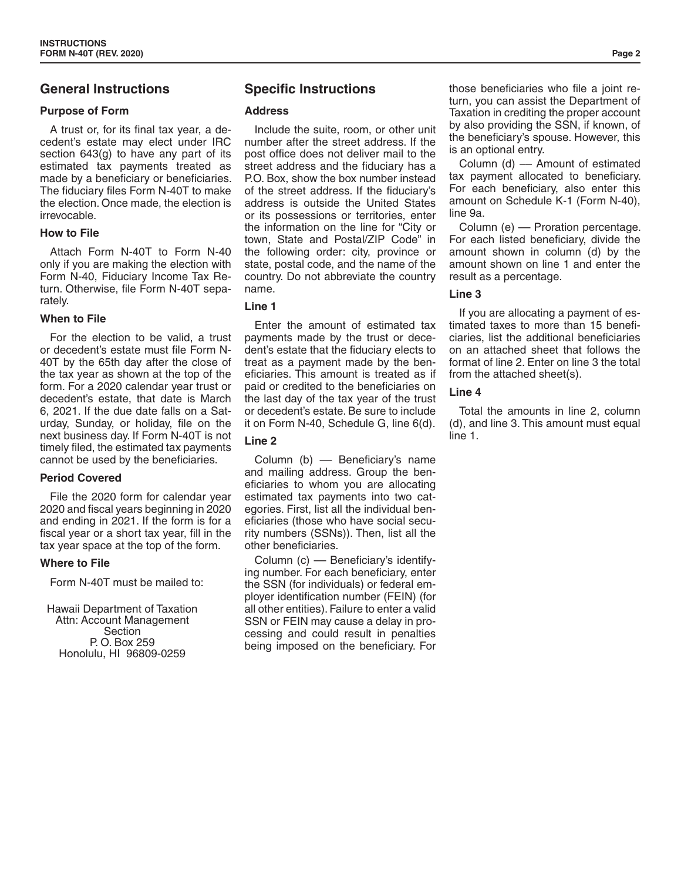## General Instructions

### Purpose of Form

A trust or, for its final tax year, a decedent's estate may elect under IRC section 643(g) to have any part of its estimated tax payments treated as made by a beneficiary or beneficiaries. The fiduciary files Form N-40T to make the election. Once made, the election is irrevocable.

### How to File

Attach Form N-40T to Form N-40 only if you are making the election with Form N-40, Fiduciary Income Tax Return. Otherwise, file Form N-40T separately.

### When to File

For the election to be valid, a trust or decedent's estate must file Form N-40T by the 65th day after the close of the tax year as shown at the top of the form. For a 2020 calendar year trust or decedent's estate, that date is March 6, 2021. If the due date falls on a Saturday, Sunday, or holiday, file on the next business day. If Form N-40T is not timely filed, the estimated tax payments cannot be used by the beneficiaries.

### Period Covered

File the 2020 form for calendar year 2020 and fiscal years beginning in 2020 and ending in 2021. If the form is for a fiscal year or a short tax year, fill in the tax year space at the top of the form.

### Where to File

Form N-40T must be mailed to:

Hawaii Department of Taxation
Attn: Account Management Section
P. O. Box 259
Honolulu, HI 96809-0259

## Specific Instructions

### Address

Include the suite, room, or other unit number after the street address. If the post office does not deliver mail to the street address and the fiduciary has a P.O. Box, show the box number instead of the street address. If the fiduciary's address is outside the United States or its possessions or territories, enter the information on the line for "City or town, State and Postal/ZIP Code" in the following order: city, province or state, postal code, and the name of the country. Do not abbreviate the country name.

### Line 1

Enter the amount of estimated tax payments made by the trust or decedent's estate that the fiduciary elects to treat as a payment made by the beneficiaries. This amount is treated as if paid or credited to the beneficiaries on the last day of the tax year of the trust or decedent's estate. Be sure to include it on Form N-40, Schedule G, line 6(d).

### Line 2

Column (b) — Beneficiary's name and mailing address. Group the beneficiaries to whom you are allocating estimated tax payments into two categories. First, list all the individual beneficiaries (those who have social security numbers (SSNs)). Then, list all the other beneficiaries.

Column (c) — Beneficiary's identifying number. For each beneficiary, enter the SSN (for individuals) or federal employer identification number (FEIN) (for all other entities). Failure to enter a valid SSN or FEIN may cause a delay in processing and could result in penalties being imposed on the beneficiary. For those beneficiaries who file a joint return, you can assist the Department of Taxation in crediting the proper account by also providing the SSN, if known, of the beneficiary's spouse. However, this is an optional entry.

Column (d) — Amount of estimated tax payment allocated to beneficiary. For each beneficiary, also enter this amount on Schedule K-1 (Form N-40), line 9a.

Column (e) — Proration percentage. For each listed beneficiary, divide the amount shown in column (d) by the amount shown on line 1 and enter the result as a percentage.

### Line 3

If you are allocating a payment of estimated taxes to more than 15 beneficiaries, list the additional beneficiaries on an attached sheet that follows the format of line 2. Enter on line 3 the total from the attached sheet(s).

### Line 4

Total the amounts in line 2, column (d), and line 3. This amount must equal line 1.